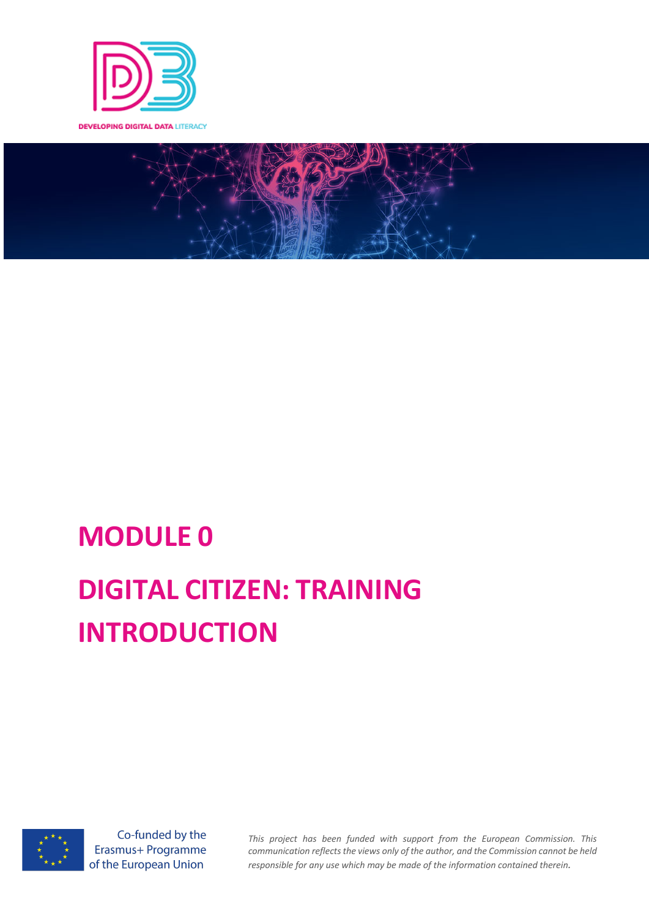DEVELOPING DIGITAL DATA LITERACY

# MODULE 0

# DIGITAL CITIZEN: TRAINING INTRODUCTION

Co-funded by the Erasmus+ Programme of the European Union

*This project has been funded with support from the European Commission. This communication reflects the views only of the author, and the Commission cannot be held responsible for any use which may be made of the information contained therein.*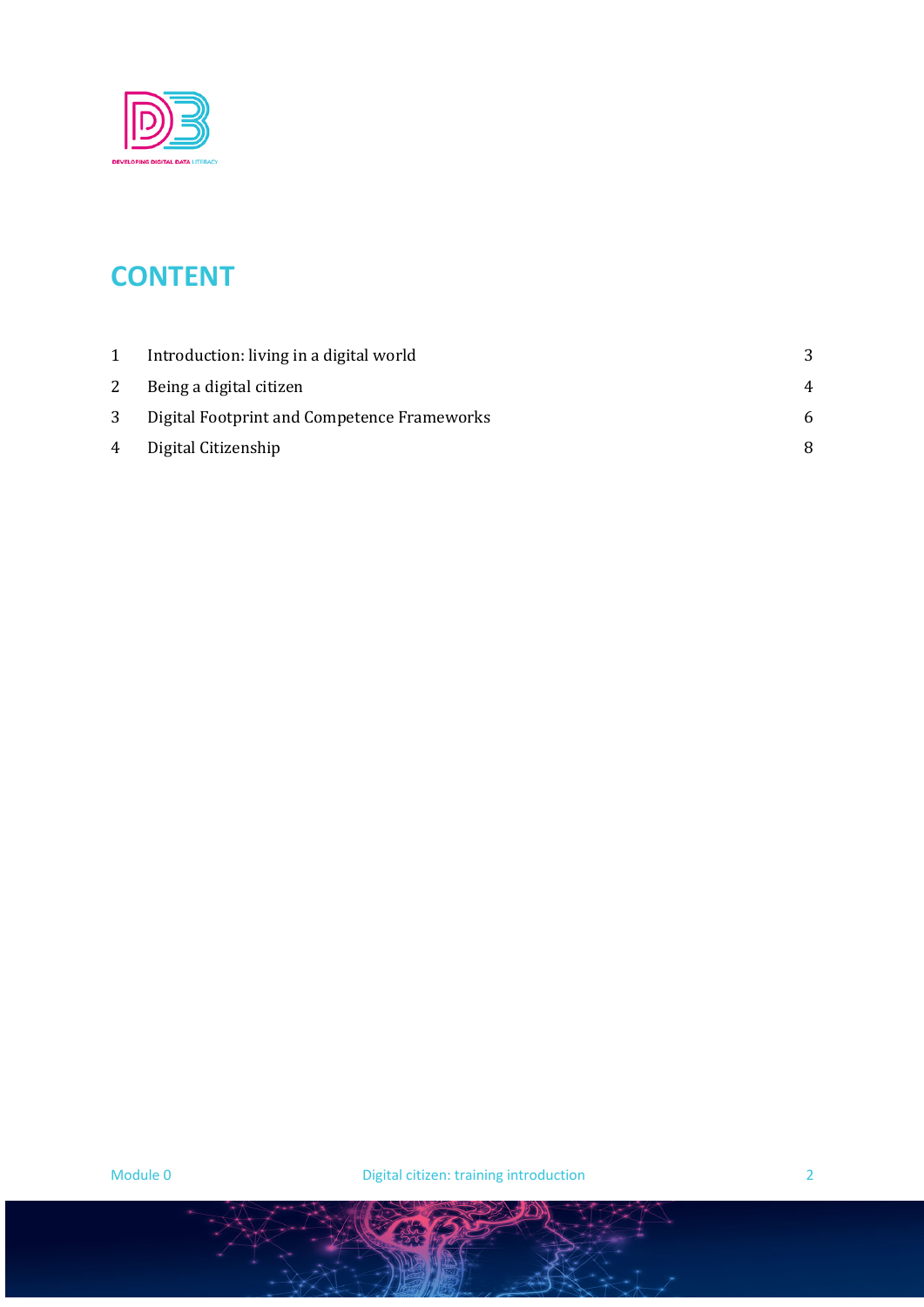# CONTENT

| | | |
|---|---|---|
| 1 | Introduction: living in a digital world | 3 |
| 2 | Being a digital citizen | 4 |
| 3 | Digital Footprint and Competence Frameworks | 6 |
| 4 | Digital Citizenship | 8 |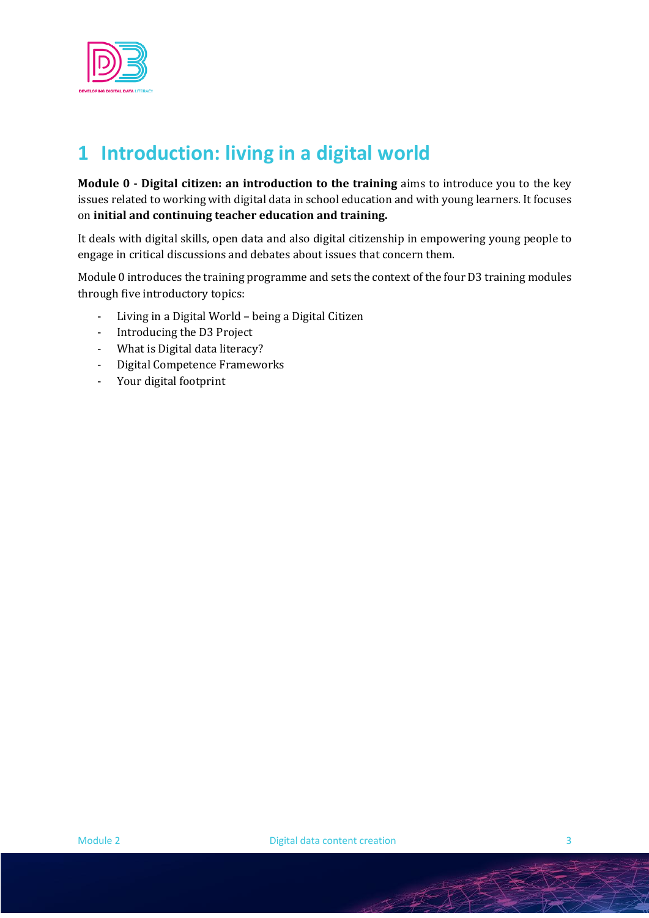# 1 Introduction: living in a digital world

**Module 0 - Digital citizen: an introduction to the training** aims to introduce you to the key issues related to working with digital data in school education and with young learners. It focuses on **initial and continuing teacher education and training.**

It deals with digital skills, open data and also digital citizenship in empowering young people to engage in critical discussions and debates about issues that concern them.

Module 0 introduces the training programme and sets the context of the four D3 training modules through five introductory topics:

- Living in a Digital World – being a Digital Citizen
- Introducing the D3 Project
- What is Digital data literacy?
- Digital Competence Frameworks
- Your digital footprint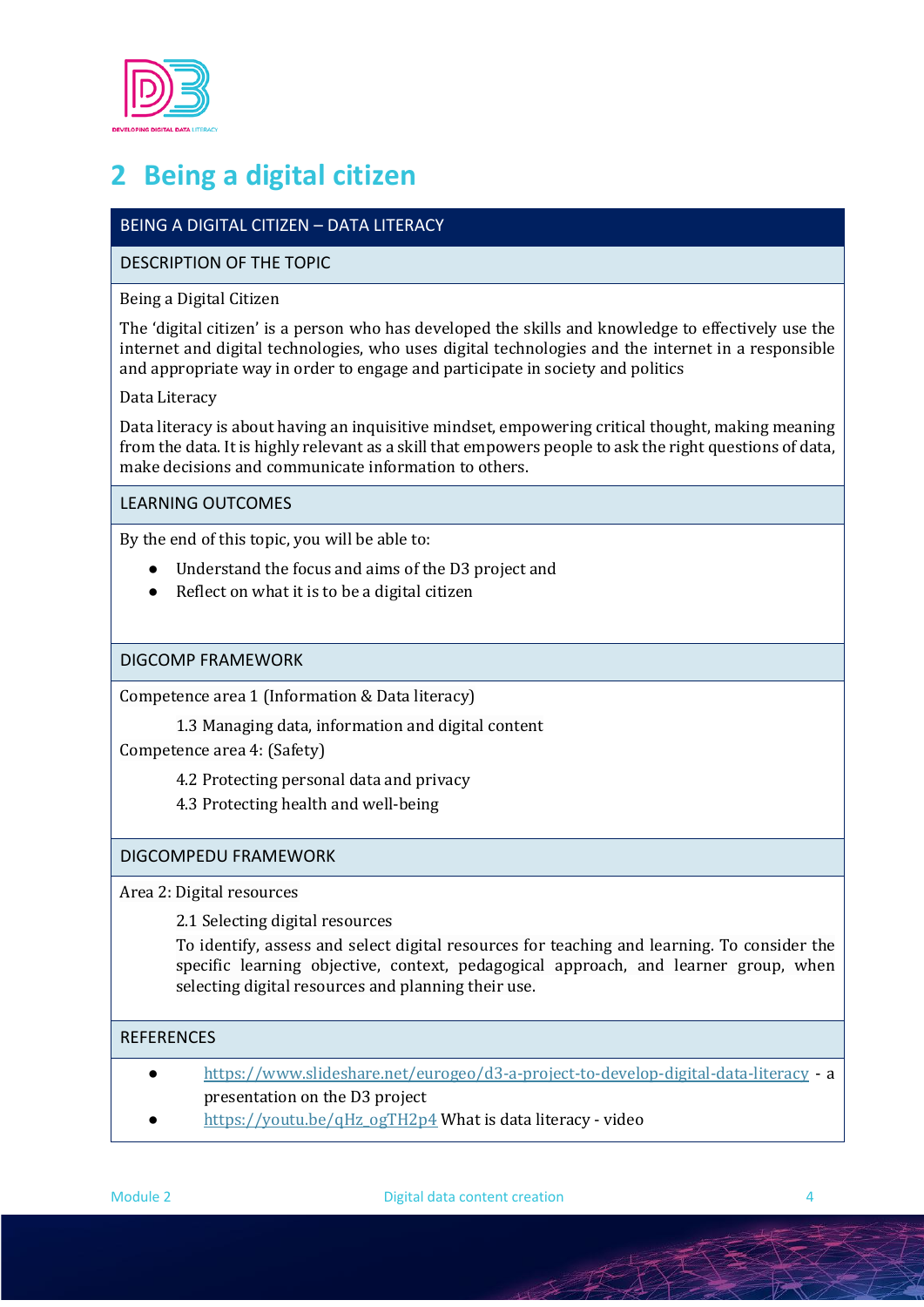## 2 Being a digital citizen

**BEING A DIGITAL CITIZEN – DATA LITERACY**

**DESCRIPTION OF THE TOPIC**

Being a Digital Citizen

The 'digital citizen' is a person who has developed the skills and knowledge to effectively use the internet and digital technologies, who uses digital technologies and the internet in a responsible and appropriate way in order to engage and participate in society and politics

Data Literacy

Data literacy is about having an inquisitive mindset, empowering critical thought, making meaning from the data. It is highly relevant as a skill that empowers people to ask the right questions of data, make decisions and communicate information to others.

**LEARNING OUTCOMES**

By the end of this topic, you will be able to:

- Understand the focus and aims of the D3 project and
- Reflect on what it is to be a digital citizen

**DIGCOMP FRAMEWORK**

Competence area 1 (Information & Data literacy)

1.3 Managing data, information and digital content

Competence area 4: (Safety)

4.2 Protecting personal data and privacy

4.3 Protecting health and well-being

**DIGCOMPEDU FRAMEWORK**

Area 2: Digital resources

2.1 Selecting digital resources

To identify, assess and select digital resources for teaching and learning. To consider the specific learning objective, context, pedagogical approach, and learner group, when selecting digital resources and planning their use.

**REFERENCES**

- https://www.slideshare.net/eurogeo/d3-a-project-to-develop-digital-data-literacy - a presentation on the D3 project
- https://youtu.be/qHz_ogTH2p4 What is data literacy - video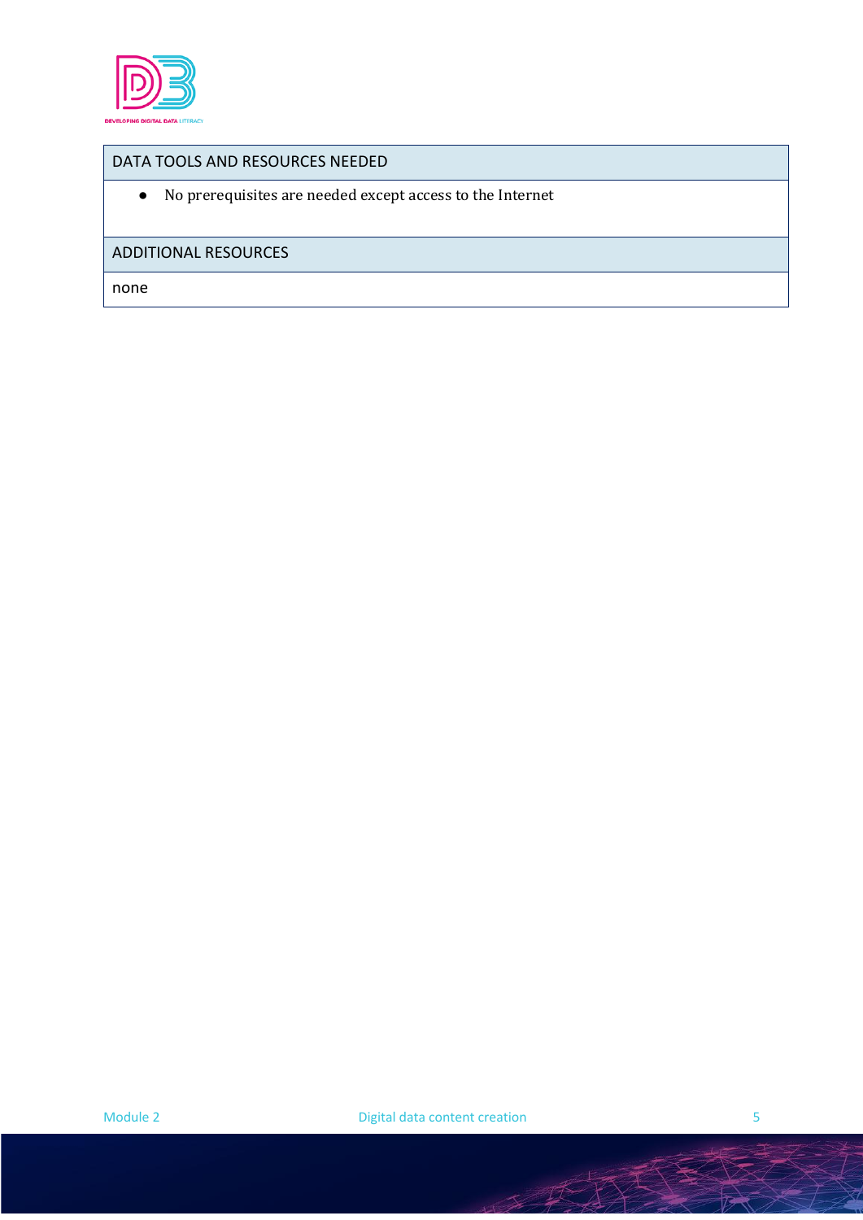| DATA TOOLS AND RESOURCES NEEDED |
| --- |
| • No prerequisites are needed except access to the Internet |
| ADDITIONAL RESOURCES |
| none |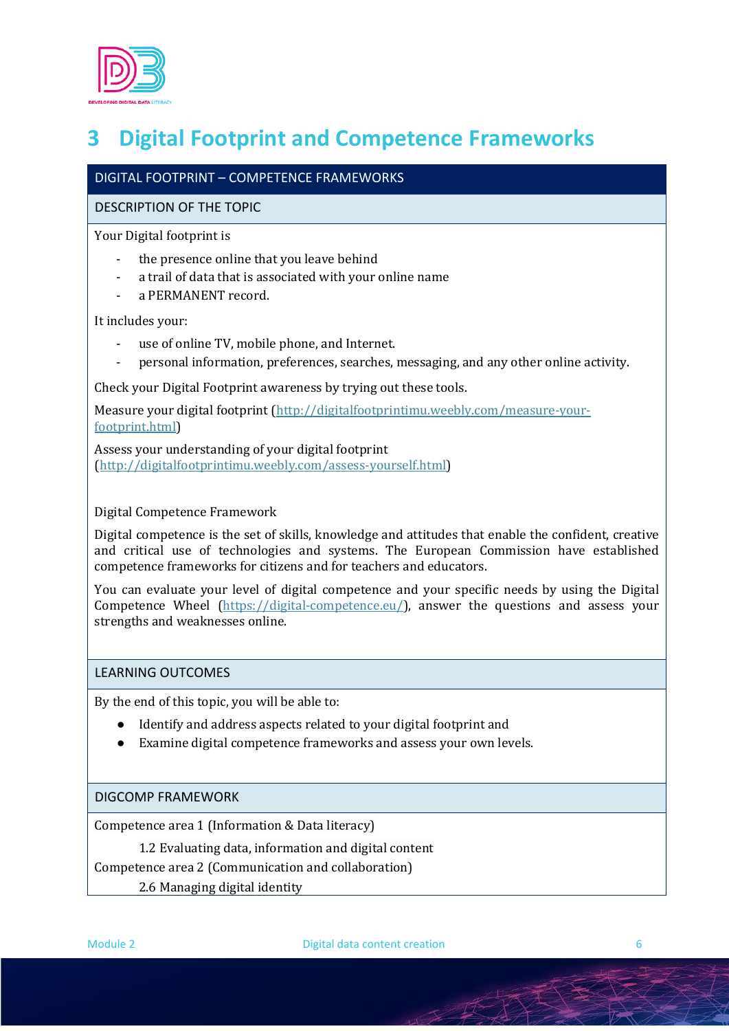# 3 Digital Footprint and Competence Frameworks

## DIGITAL FOOTPRINT – COMPETENCE FRAMEWORKS

### DESCRIPTION OF THE TOPIC

Your Digital footprint is

- the presence online that you leave behind
- a trail of data that is associated with your online name
- a PERMANENT record.

It includes your:

- use of online TV, mobile phone, and Internet.
- personal information, preferences, searches, messaging, and any other online activity.

Check your Digital Footprint awareness by trying out these tools.

Measure your digital footprint (http://digitalfootprintimu.weebly.com/measure-your-footprint.html)

Assess your understanding of your digital footprint (http://digitalfootprintimu.weebly.com/assess-yourself.html)

Digital Competence Framework

Digital competence is the set of skills, knowledge and attitudes that enable the confident, creative and critical use of technologies and systems. The European Commission have established competence frameworks for citizens and for teachers and educators.

You can evaluate your level of digital competence and your specific needs by using the Digital Competence Wheel (https://digital-competence.eu/), answer the questions and assess your strengths and weaknesses online.

### LEARNING OUTCOMES

By the end of this topic, you will be able to:

- Identify and address aspects related to your digital footprint and
- Examine digital competence frameworks and assess your own levels.

### DIGCOMP FRAMEWORK

Competence area 1 (Information & Data literacy)

  1.2 Evaluating data, information and digital content

Competence area 2 (Communication and collaboration)

  2.6 Managing digital identity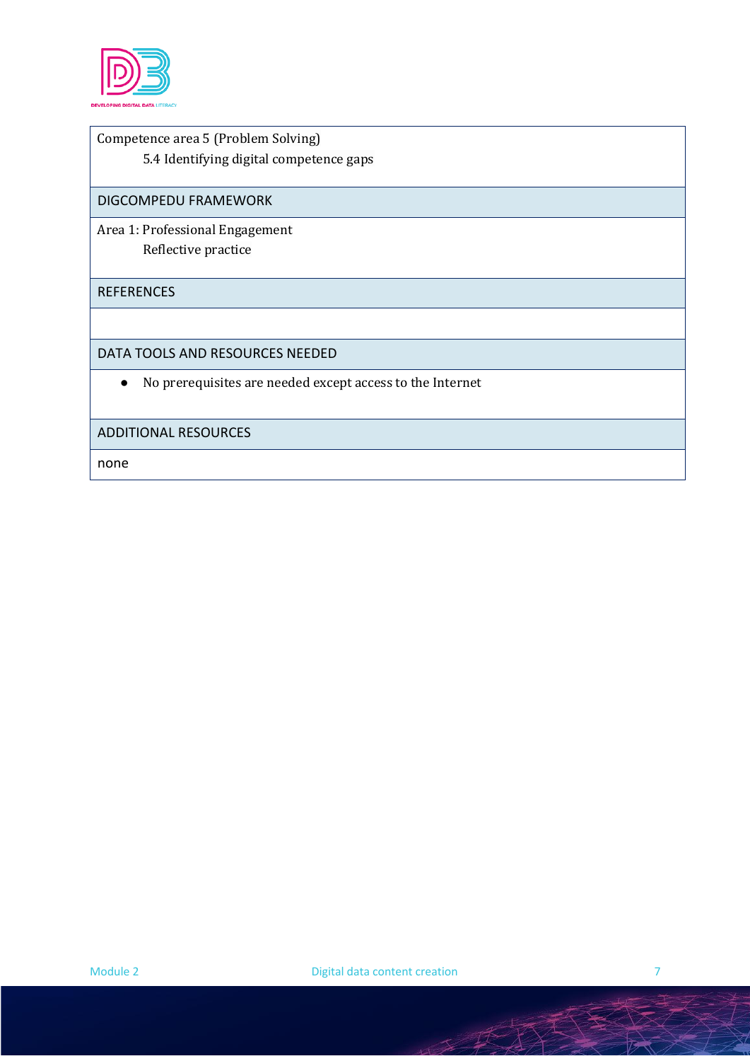| Competence area 5 (Problem Solving)<br>5.4 Identifying digital competence gaps |
| --- |
| DIGCOMPEDU FRAMEWORK |
| Area 1: Professional Engagement<br>Reflective practice |
| REFERENCES |
| |
| DATA TOOLS AND RESOURCES NEEDED |
| • No prerequisites are needed except access to the Internet |
| ADDITIONAL RESOURCES |
| none |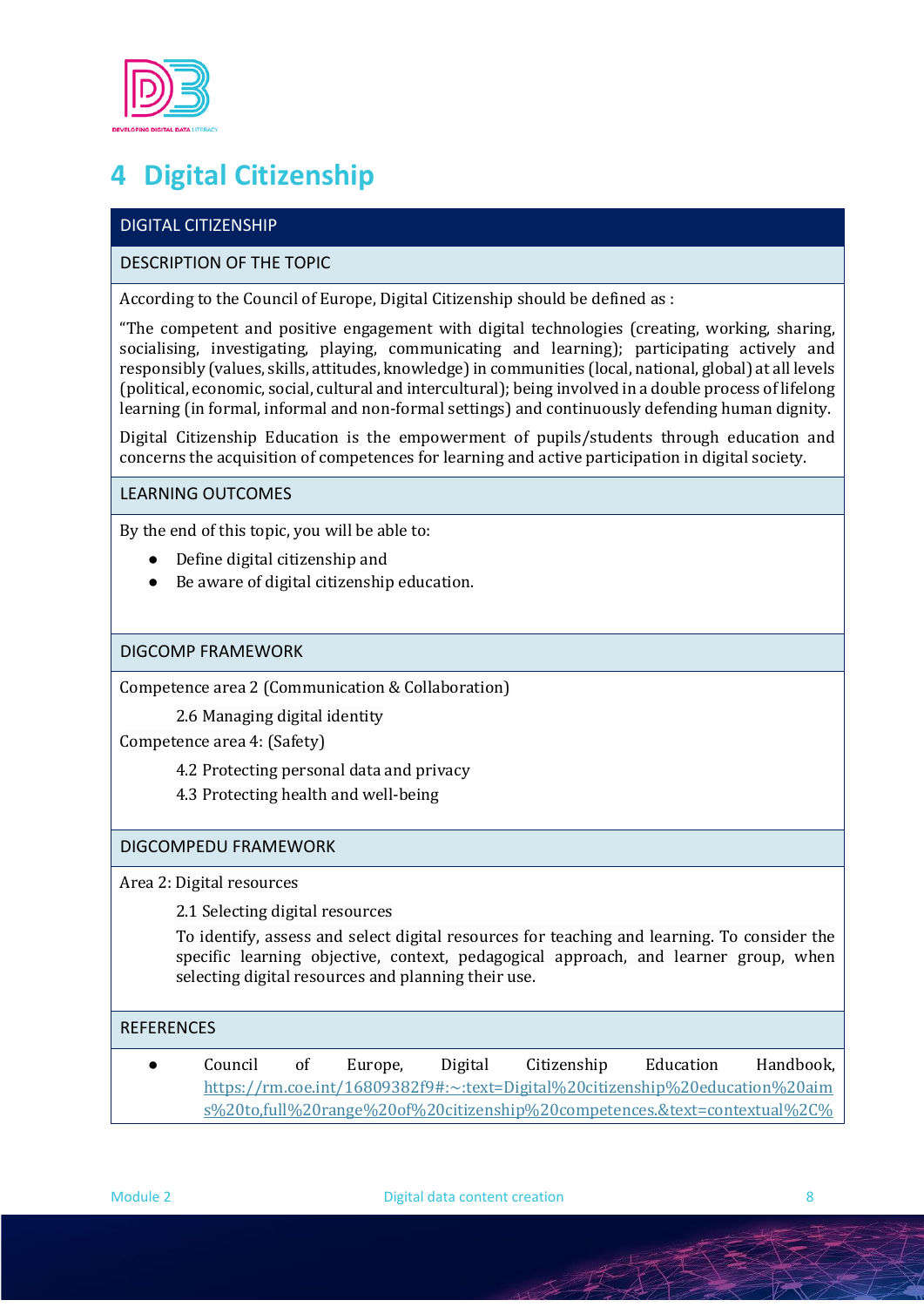# 4 Digital Citizenship

**DIGITAL CITIZENSHIP**

**DESCRIPTION OF THE TOPIC**

According to the Council of Europe, Digital Citizenship should be defined as :

“The competent and positive engagement with digital technologies (creating, working, sharing, socialising, investigating, playing, communicating and learning); participating actively and responsibly (values, skills, attitudes, knowledge) in communities (local, national, global) at all levels (political, economic, social, cultural and intercultural); being involved in a double process of lifelong learning (in formal, informal and non-formal settings) and continuously defending human dignity.

Digital Citizenship Education is the empowerment of pupils/students through education and concerns the acquisition of competences for learning and active participation in digital society.

**LEARNING OUTCOMES**

By the end of this topic, you will be able to:

- Define digital citizenship and
- Be aware of digital citizenship education.

**DIGCOMP FRAMEWORK**

Competence area 2 (Communication & Collaboration)

2.6 Managing digital identity

Competence area 4: (Safety)

4.2 Protecting personal data and privacy

4.3 Protecting health and well-being

**DIGCOMPEDU FRAMEWORK**

Area 2: Digital resources

2.1 Selecting digital resources

To identify, assess and select digital resources for teaching and learning. To consider the specific learning objective, context, pedagogical approach, and learner group, when selecting digital resources and planning their use.

**REFERENCES**

- Council of Europe, Digital Citizenship Education Handbook, https://rm.coe.int/16809382f9#:~:text=Digital%20citizenship%20education%20aims%20to,full%20range%20of%20citizenship%20competences.&text=contextual%2C%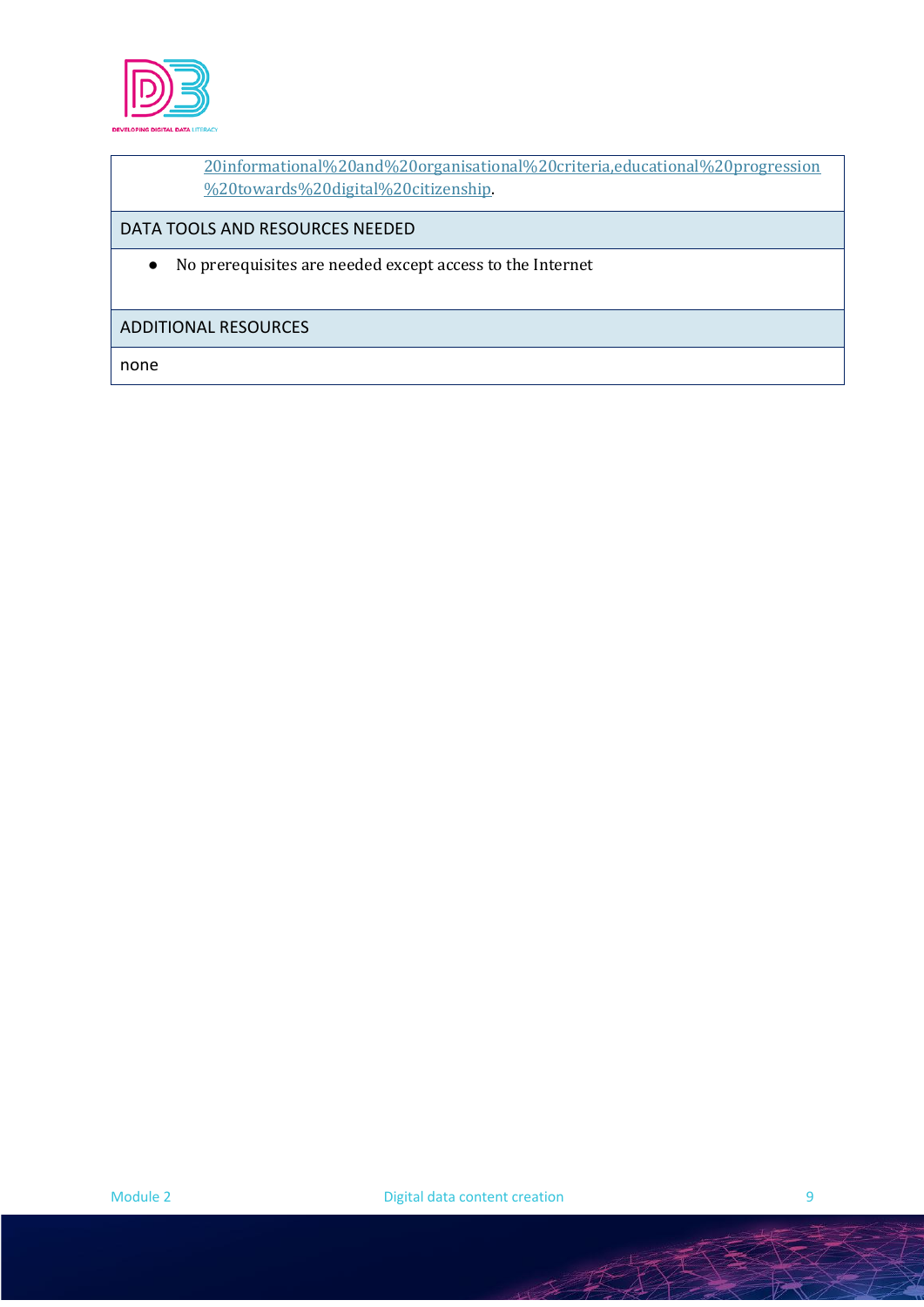20informational%20and%20organisational%20criteria,educational%20progression%20towards%20digital%20citizenship.

### DATA TOOLS AND RESOURCES NEEDED

- No prerequisites are needed except access to the Internet

### ADDITIONAL RESOURCES

none